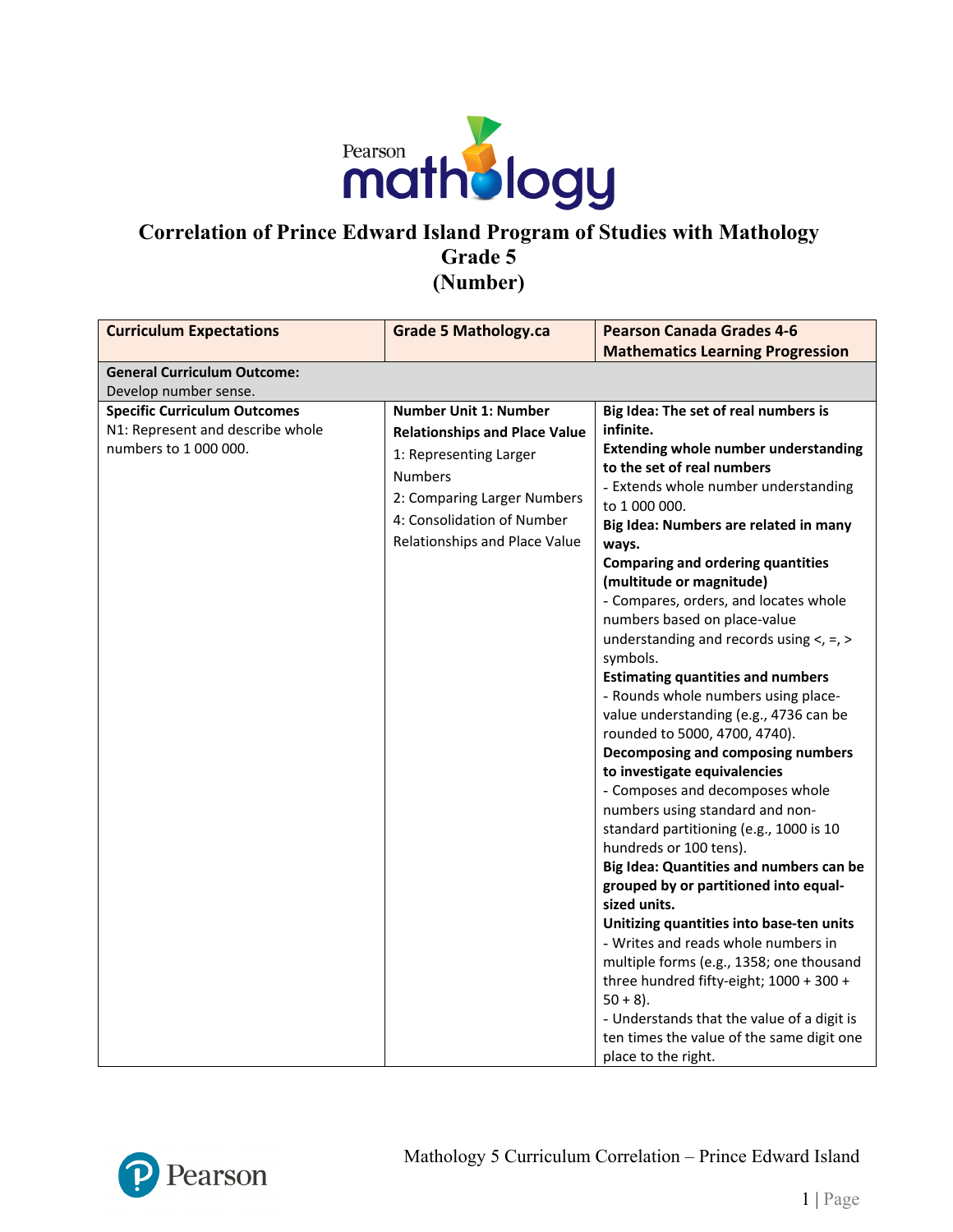# Correlation of Prince Edward Island Program of Studies with Mathology
## Grade 5
## (Number)

| Curriculum Expectations | Grade 5 Mathology.ca | Pearson Canada Grades 4-6 Mathematics Learning Progression |
|---|---|---|
| **General Curriculum Outcome:**<br>Develop number sense. | | |
| **Specific Curriculum Outcomes**<br>N1: Represent and describe whole numbers to 1 000 000. | **Number Unit 1: Number Relationships and Place Value**<br>1: Representing Larger Numbers<br>2: Comparing Larger Numbers<br>4: Consolidation of Number Relationships and Place Value | **Big Idea: The set of real numbers is infinite.**<br>**Extending whole number understanding to the set of real numbers**<br>- Extends whole number understanding to 1 000 000.<br>**Big Idea: Numbers are related in many ways.**<br>**Comparing and ordering quantities (multitude or magnitude)**<br>- Compares, orders, and locates whole numbers based on place-value understanding and records using <, =, > symbols.<br>**Estimating quantities and numbers**<br>- Rounds whole numbers using place-value understanding (e.g., 4736 can be rounded to 5000, 4700, 4740).<br>**Decomposing and composing numbers to investigate equivalencies**<br>- Composes and decomposes whole numbers using standard and non-standard partitioning (e.g., 1000 is 10 hundreds or 100 tens).<br>**Big Idea: Quantities and numbers can be grouped by or partitioned into equal-sized units.**<br>**Unitizing quantities into base-ten units**<br>- Writes and reads whole numbers in multiple forms (e.g., 1358; one thousand three hundred fifty-eight; 1000 + 300 + 50 + 8).<br>- Understands that the value of a digit is ten times the value of the same digit one place to the right. |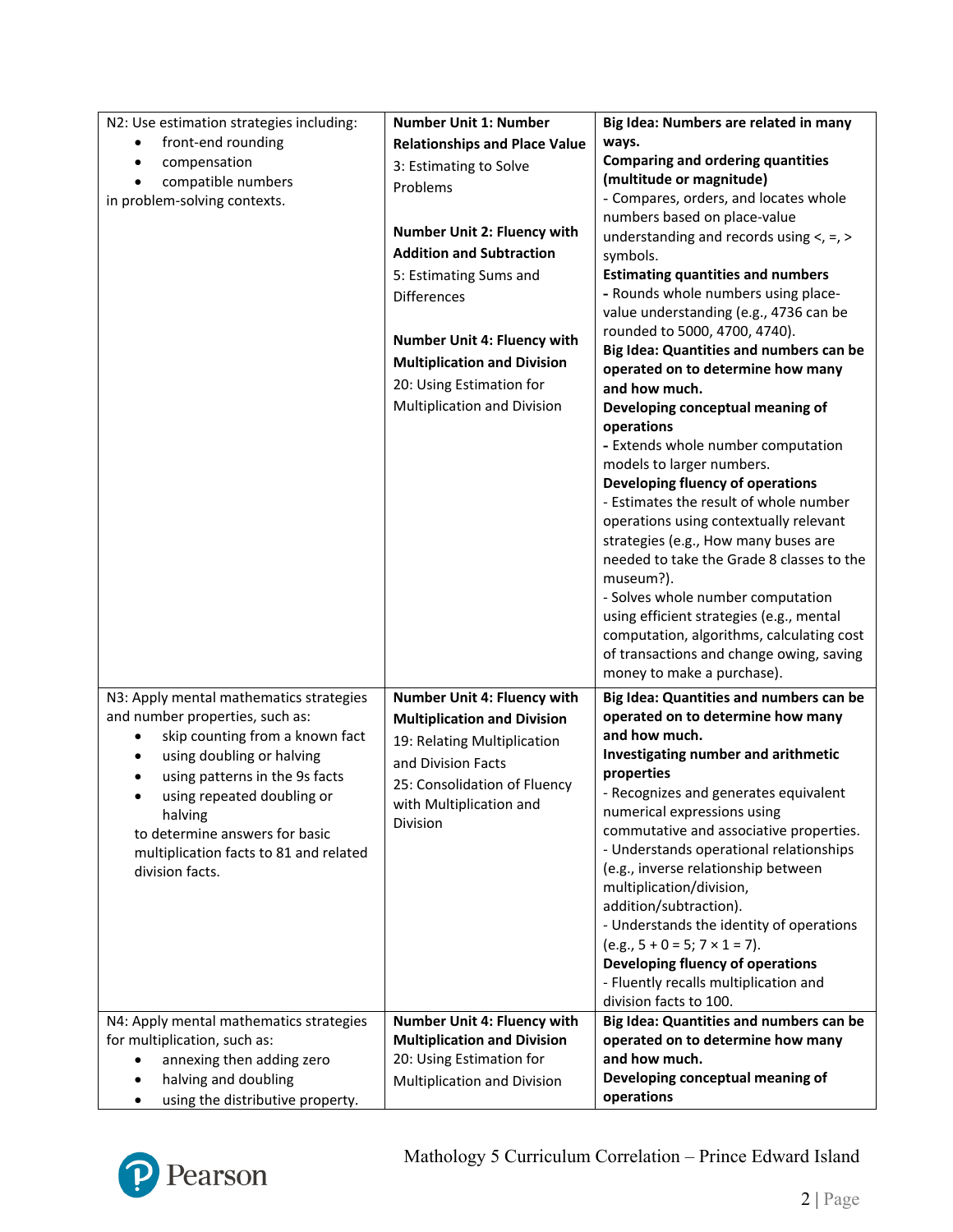| | | |
|---|---|---|
| N2: Use estimation strategies including:<br>• front-end rounding<br>• compensation<br>• compatible numbers<br>in problem-solving contexts. | **Number Unit 1: Number Relationships and Place Value**<br>3: Estimating to Solve Problems<br><br>**Number Unit 2: Fluency with Addition and Subtraction**<br>5: Estimating Sums and Differences<br><br>**Number Unit 4: Fluency with Multiplication and Division**<br>20: Using Estimation for Multiplication and Division | **Big Idea: Numbers are related in many ways.**<br>**Comparing and ordering quantities (multitude or magnitude)**<br>- Compares, orders, and locates whole numbers based on place-value understanding and records using <, =, > symbols.<br>**Estimating quantities and numbers**<br>**-** Rounds whole numbers using place-value understanding (e.g., 4736 can be rounded to 5000, 4700, 4740).<br>**Big Idea: Quantities and numbers can be operated on to determine how many and how much.**<br>**Developing conceptual meaning of operations**<br>**-** Extends whole number computation models to larger numbers.<br>**Developing fluency of operations**<br>- Estimates the result of whole number operations using contextually relevant strategies (e.g., How many buses are needed to take the Grade 8 classes to the museum?).<br>- Solves whole number computation using efficient strategies (e.g., mental computation, algorithms, calculating cost of transactions and change owing, saving money to make a purchase). |
| N3: Apply mental mathematics strategies and number properties, such as:<br>• skip counting from a known fact<br>• using doubling or halving<br>• using patterns in the 9s facts<br>• using repeated doubling or halving<br>to determine answers for basic multiplication facts to 81 and related division facts. | **Number Unit 4: Fluency with Multiplication and Division**<br>19: Relating Multiplication and Division Facts<br>25: Consolidation of Fluency with Multiplication and Division | **Big Idea: Quantities and numbers can be operated on to determine how many and how much.**<br>**Investigating number and arithmetic properties**<br>- Recognizes and generates equivalent numerical expressions using commutative and associative properties.<br>- Understands operational relationships (e.g., inverse relationship between multiplication/division, addition/subtraction).<br>- Understands the identity of operations (e.g., 5 + 0 = 5; 7 × 1 = 7).<br>**Developing fluency of operations**<br>- Fluently recalls multiplication and division facts to 100. |
| N4: Apply mental mathematics strategies for multiplication, such as:<br>• annexing then adding zero<br>• halving and doubling<br>• using the distributive property. | **Number Unit 4: Fluency with Multiplication and Division**<br>20: Using Estimation for Multiplication and Division | **Big Idea: Quantities and numbers can be operated on to determine how many and how much.**<br>**Developing conceptual meaning of operations** |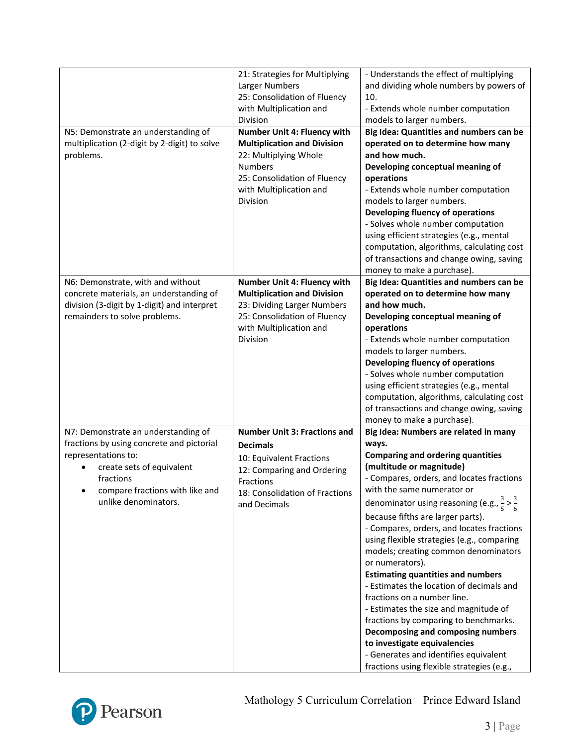| | | |
|---|---|---|
| | 21: Strategies for Multiplying Larger Numbers<br>25: Consolidation of Fluency with Multiplication and Division | - Understands the effect of multiplying and dividing whole numbers by powers of 10.<br>- Extends whole number computation models to larger numbers. |
| N5: Demonstrate an understanding of multiplication (2-digit by 2-digit) to solve problems. | **Number Unit 4: Fluency with Multiplication and Division**<br>22: Multiplying Whole Numbers<br>25: Consolidation of Fluency with Multiplication and Division | **Big Idea: Quantities and numbers can be operated on to determine how many and how much.**<br>**Developing conceptual meaning of operations**<br>- Extends whole number computation models to larger numbers.<br>**Developing fluency of operations**<br>- Solves whole number computation using efficient strategies (e.g., mental computation, algorithms, calculating cost of transactions and change owing, saving money to make a purchase). |
| N6: Demonstrate, with and without concrete materials, an understanding of division (3-digit by 1-digit) and interpret remainders to solve problems. | **Number Unit 4: Fluency with Multiplication and Division**<br>23: Dividing Larger Numbers<br>25: Consolidation of Fluency with Multiplication and Division | **Big Idea: Quantities and numbers can be operated on to determine how many and how much.**<br>**Developing conceptual meaning of operations**<br>- Extends whole number computation models to larger numbers.<br>**Developing fluency of operations**<br>- Solves whole number computation using efficient strategies (e.g., mental computation, algorithms, calculating cost of transactions and change owing, saving money to make a purchase). |
| N7: Demonstrate an understanding of fractions by using concrete and pictorial representations to:<br>• create sets of equivalent fractions<br>• compare fractions with like and unlike denominators. | **Number Unit 3: Fractions and Decimals**<br>10: Equivalent Fractions<br>12: Comparing and Ordering Fractions<br>18: Consolidation of Fractions and Decimals | **Big Idea: Numbers are related in many ways.**<br>**Comparing and ordering quantities (multitude or magnitude)**<br>- Compares, orders, and locates fractions with the same numerator or denominator using reasoning (e.g., $\frac{3}{5} > \frac{3}{6}$ because fifths are larger parts).<br>- Compares, orders, and locates fractions using flexible strategies (e.g., comparing models; creating common denominators or numerators).<br>**Estimating quantities and numbers**<br>- Estimates the location of decimals and fractions on a number line.<br>- Estimates the size and magnitude of fractions by comparing to benchmarks.<br>**Decomposing and composing numbers to investigate equivalencies**<br>- Generates and identifies equivalent fractions using flexible strategies (e.g., |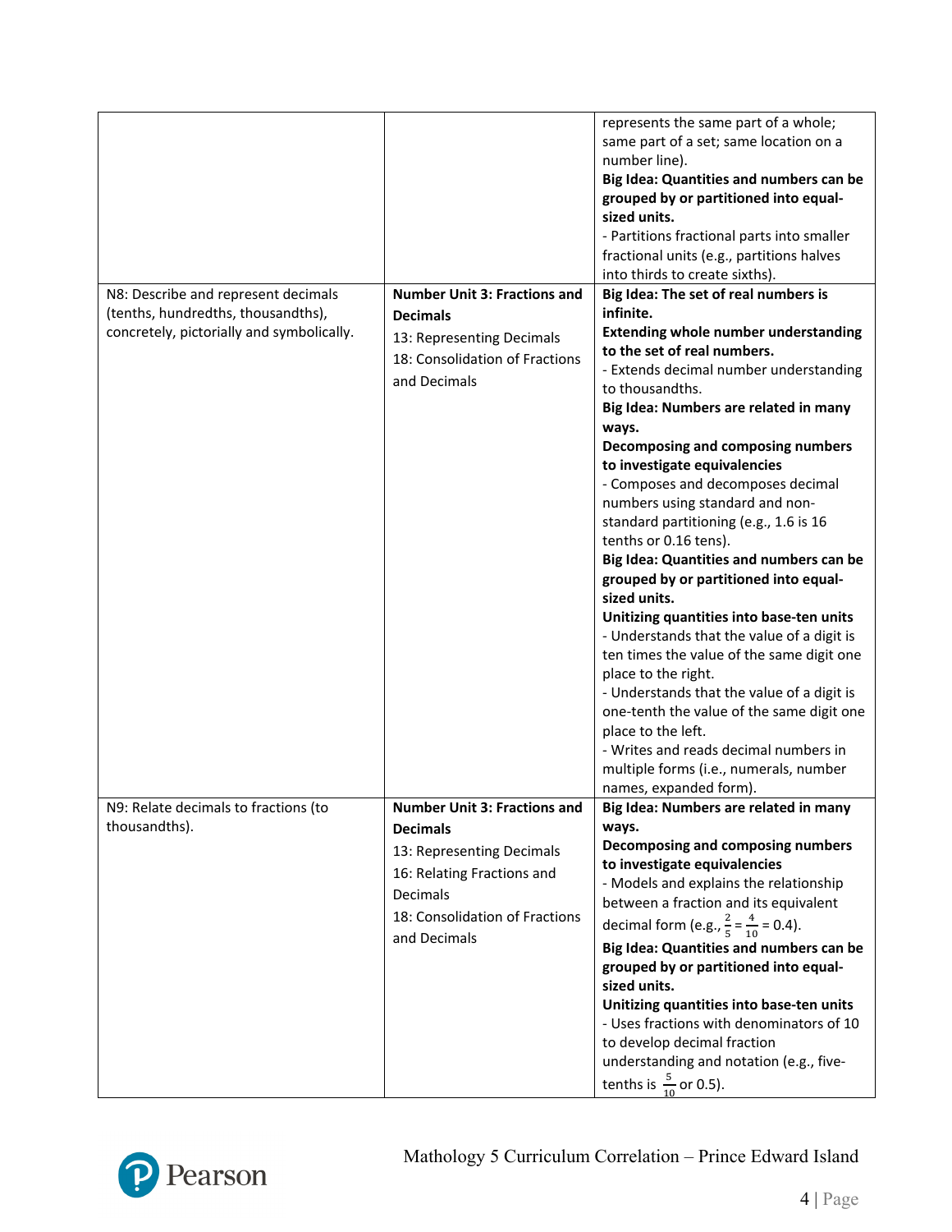| | | |
|---|---|---|
| | | represents the same part of a whole; same part of a set; same location on a number line).<br>**Big Idea: Quantities and numbers can be grouped by or partitioned into equal-sized units.**<br>- Partitions fractional parts into smaller fractional units (e.g., partitions halves into thirds to create sixths). |
| N8: Describe and represent decimals (tenths, hundredths, thousandths), concretely, pictorially and symbolically. | **Number Unit 3: Fractions and Decimals**<br>13: Representing Decimals<br>18: Consolidation of Fractions and Decimals | **Big Idea: The set of real numbers is infinite.**<br>**Extending whole number understanding to the set of real numbers.**<br>- Extends decimal number understanding to thousandths.<br>**Big Idea: Numbers are related in many ways.**<br>**Decomposing and composing numbers to investigate equivalencies**<br>- Composes and decomposes decimal numbers using standard and non-standard partitioning (e.g., 1.6 is 16 tenths or 0.16 tens).<br>**Big Idea: Quantities and numbers can be grouped by or partitioned into equal-sized units.**<br>**Unitizing quantities into base-ten units**<br>- Understands that the value of a digit is ten times the value of the same digit one place to the right.<br>- Understands that the value of a digit is one-tenth the value of the same digit one place to the left.<br>- Writes and reads decimal numbers in multiple forms (i.e., numerals, number names, expanded form). |
| N9: Relate decimals to fractions (to thousandths). | **Number Unit 3: Fractions and Decimals**<br>13: Representing Decimals<br>16: Relating Fractions and Decimals<br>18: Consolidation of Fractions and Decimals | **Big Idea: Numbers are related in many ways.**<br>**Decomposing and composing numbers to investigate equivalencies**<br>- Models and explains the relationship between a fraction and its equivalent decimal form (e.g., $\frac{2}{5} = \frac{4}{10} = 0.4$).<br>**Big Idea: Quantities and numbers can be grouped by or partitioned into equal-sized units.**<br>**Unitizing quantities into base-ten units**<br>- Uses fractions with denominators of 10 to develop decimal fraction understanding and notation (e.g., five-tenths is $\frac{5}{10}$ or 0.5). |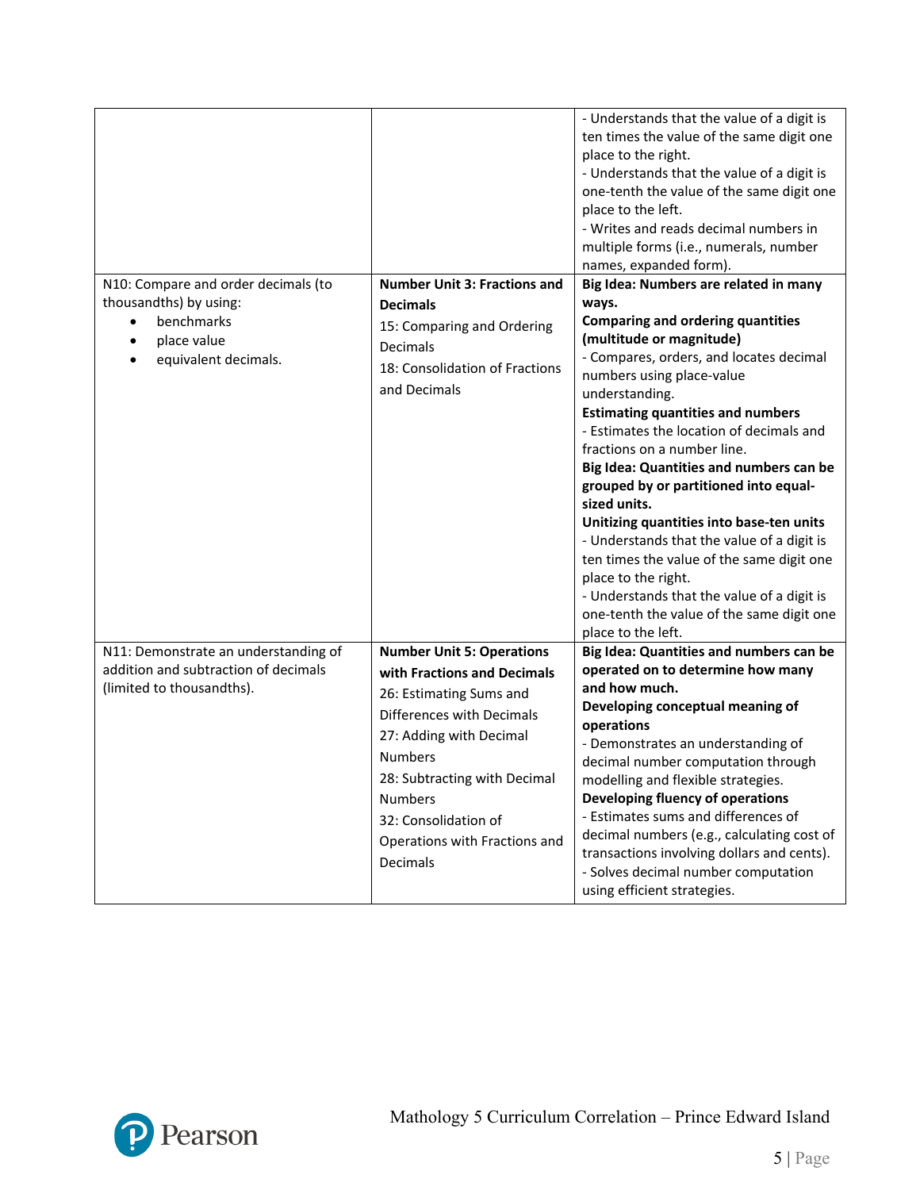| | | |
|---|---|---|
| | | - Understands that the value of a digit is ten times the value of the same digit one place to the right.<br>- Understands that the value of a digit is one-tenth the value of the same digit one place to the left.<br>- Writes and reads decimal numbers in multiple forms (i.e., numerals, number names, expanded form). |
| N10: Compare and order decimals (to thousandths) by using:<br>• benchmarks<br>• place value<br>• equivalent decimals. | **Number Unit 3: Fractions and Decimals**<br>15: Comparing and Ordering Decimals<br>18: Consolidation of Fractions and Decimals | **Big Idea: Numbers are related in many ways.**<br>**Comparing and ordering quantities (multitude or magnitude)**<br>- Compares, orders, and locates decimal numbers using place-value understanding.<br>**Estimating quantities and numbers**<br>- Estimates the location of decimals and fractions on a number line.<br>**Big Idea: Quantities and numbers can be grouped by or partitioned into equal-sized units.**<br>**Unitizing quantities into base-ten units**<br>- Understands that the value of a digit is ten times the value of the same digit one place to the right.<br>- Understands that the value of a digit is one-tenth the value of the same digit one place to the left. |
| N11: Demonstrate an understanding of addition and subtraction of decimals (limited to thousandths). | **Number Unit 5: Operations with Fractions and Decimals**<br>26: Estimating Sums and Differences with Decimals<br>27: Adding with Decimal Numbers<br>28: Subtracting with Decimal Numbers<br>32: Consolidation of Operations with Fractions and Decimals | **Big Idea: Quantities and numbers can be operated on to determine how many and how much.**<br>**Developing conceptual meaning of operations**<br>- Demonstrates an understanding of decimal number computation through modelling and flexible strategies.<br>**Developing fluency of operations**<br>- Estimates sums and differences of decimal numbers (e.g., calculating cost of transactions involving dollars and cents).<br>- Solves decimal number computation using efficient strategies. |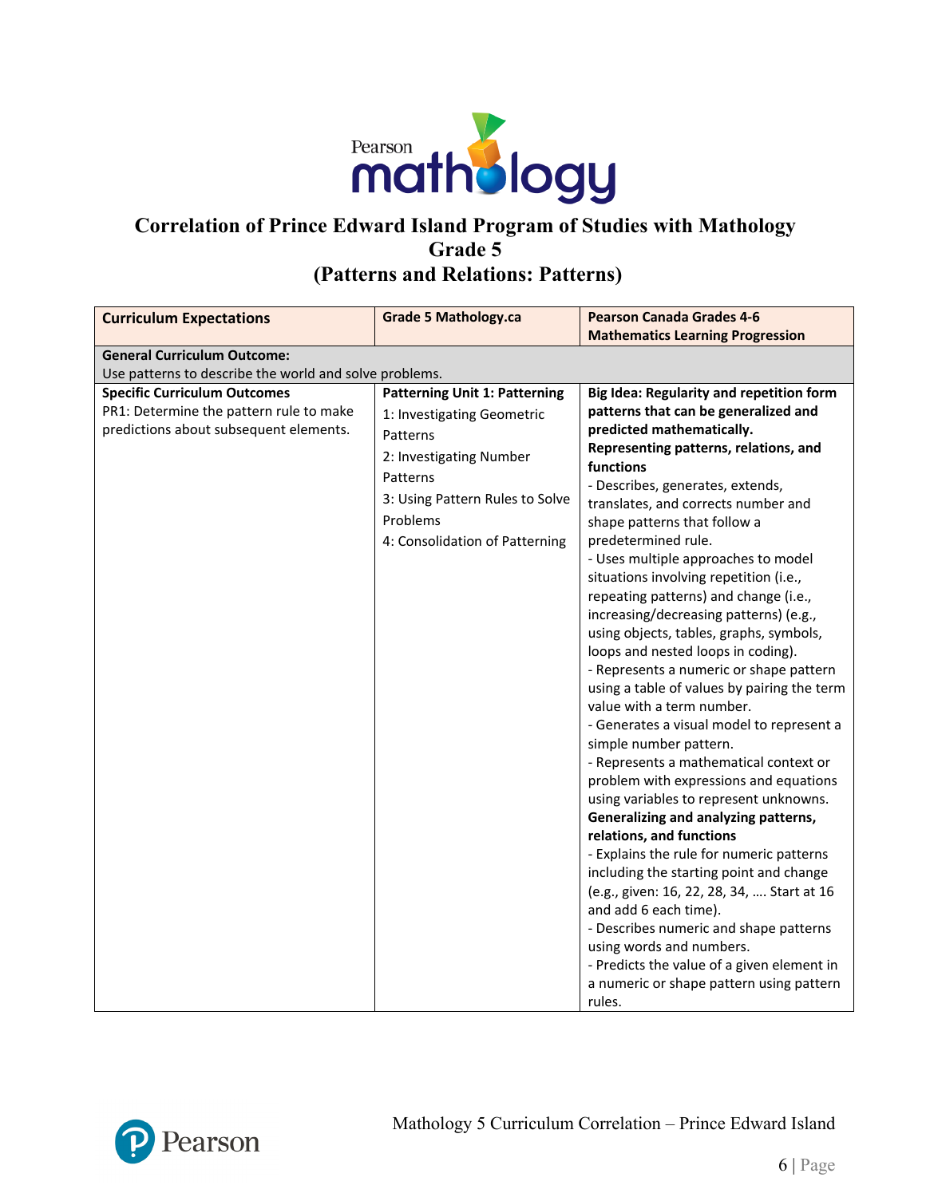# Correlation of Prince Edward Island Program of Studies with Mathology Grade 5 (Patterns and Relations: Patterns)

| Curriculum Expectations | Grade 5 Mathology.ca | Pearson Canada Grades 4-6 Mathematics Learning Progression |
|---|---|---|
| **General Curriculum Outcome:**<br>Use patterns to describe the world and solve problems. | | |
| **Specific Curriculum Outcomes**<br>PR1: Determine the pattern rule to make predictions about subsequent elements. | **Patterning Unit 1: Patterning**<br>1: Investigating Geometric Patterns<br>2: Investigating Number Patterns<br>3: Using Pattern Rules to Solve Problems<br>4: Consolidation of Patterning | **Big Idea: Regularity and repetition form patterns that can be generalized and predicted mathematically.**<br>**Representing patterns, relations, and functions**<br>- Describes, generates, extends, translates, and corrects number and shape patterns that follow a predetermined rule.<br>- Uses multiple approaches to model situations involving repetition (i.e., repeating patterns) and change (i.e., increasing/decreasing patterns) (e.g., using objects, tables, graphs, symbols, loops and nested loops in coding).<br>- Represents a numeric or shape pattern using a table of values by pairing the term value with a term number.<br>- Generates a visual model to represent a simple number pattern.<br>- Represents a mathematical context or problem with expressions and equations using variables to represent unknowns.<br>**Generalizing and analyzing patterns, relations, and functions**<br>- Explains the rule for numeric patterns including the starting point and change (e.g., given: 16, 22, 28, 34, …. Start at 16 and add 6 each time).<br>- Describes numeric and shape patterns using words and numbers.<br>- Predicts the value of a given element in a numeric or shape pattern using pattern rules. |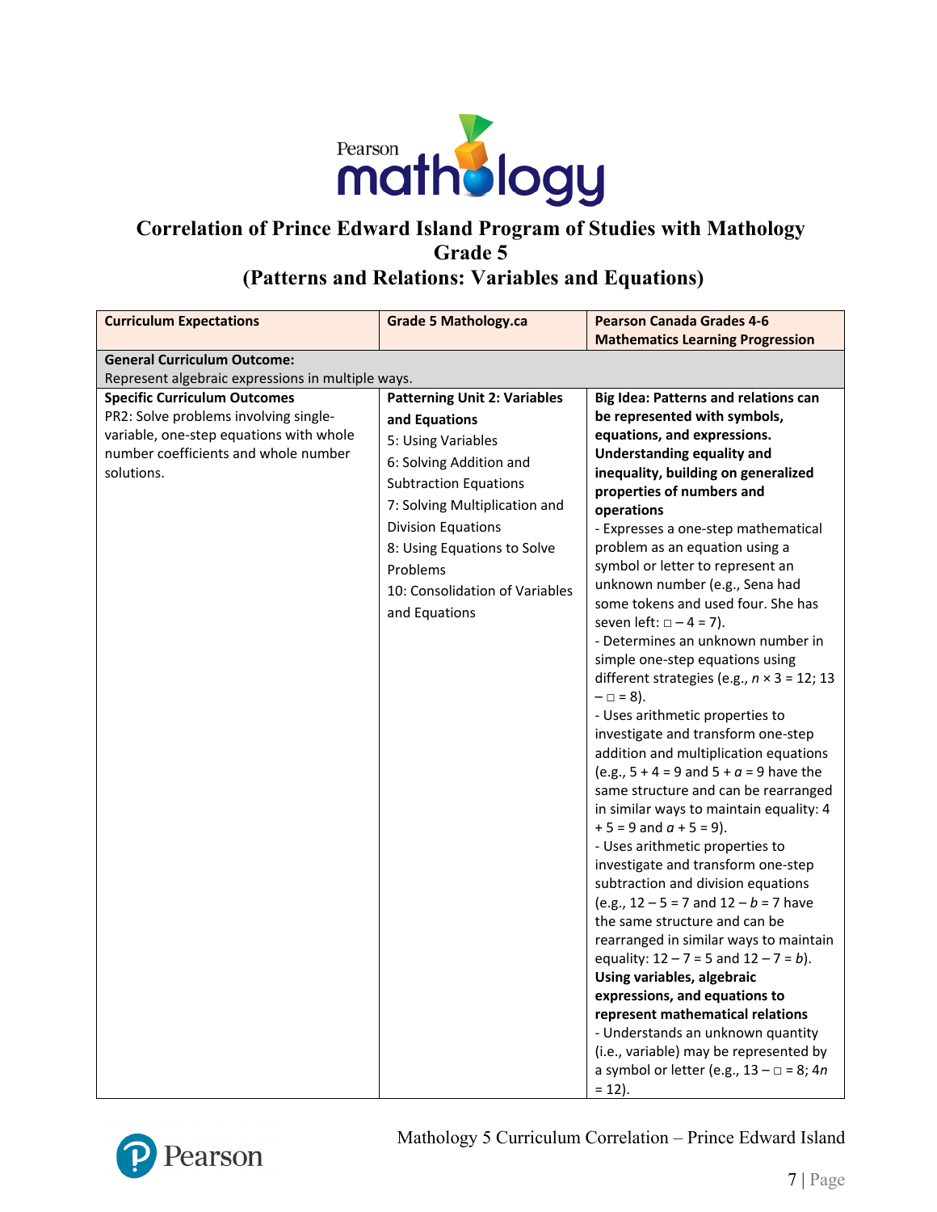# Correlation of Prince Edward Island Program of Studies with Mathology Grade 5 (Patterns and Relations: Variables and Equations)

| Curriculum Expectations | Grade 5 Mathology.ca | Pearson Canada Grades 4-6 Mathematics Learning Progression |
|---|---|---|
| **General Curriculum Outcome:**<br>Represent algebraic expressions in multiple ways. | | |
| **Specific Curriculum Outcomes**<br>PR2: Solve problems involving single-variable, one-step equations with whole number coefficients and whole number solutions. | **Patterning Unit 2: Variables and Equations**<br>5: Using Variables<br>6: Solving Addition and Subtraction Equations<br>7: Solving Multiplication and Division Equations<br>8: Using Equations to Solve Problems<br>10: Consolidation of Variables and Equations | **Big Idea: Patterns and relations can be represented with symbols, equations, and expressions.**<br>**Understanding equality and inequality, building on generalized properties of numbers and operations**<br>- Expresses a one-step mathematical problem as an equation using a symbol or letter to represent an unknown number (e.g., Sena had some tokens and used four. She has seven left: $\square - 4 = 7$).<br>- Determines an unknown number in simple one-step equations using different strategies (e.g., $n \times 3 = 12$; $13 - \square = 8$).<br>- Uses arithmetic properties to investigate and transform one-step addition and multiplication equations (e.g., $5 + 4 = 9$ and $5 + a = 9$ have the same structure and can be rearranged in similar ways to maintain equality: $4 + 5 = 9$ and $a + 5 = 9$).<br>- Uses arithmetic properties to investigate and transform one-step subtraction and division equations (e.g., $12 - 5 = 7$ and $12 - b = 7$ have the same structure and can be rearranged in similar ways to maintain equality: $12 - 7 = 5$ and $12 - 7 = b$).<br>**Using variables, algebraic expressions, and equations to represent mathematical relations**<br>- Understands an unknown quantity (i.e., variable) may be represented by a symbol or letter (e.g., $13 - \square = 8$; $4n = 12$). |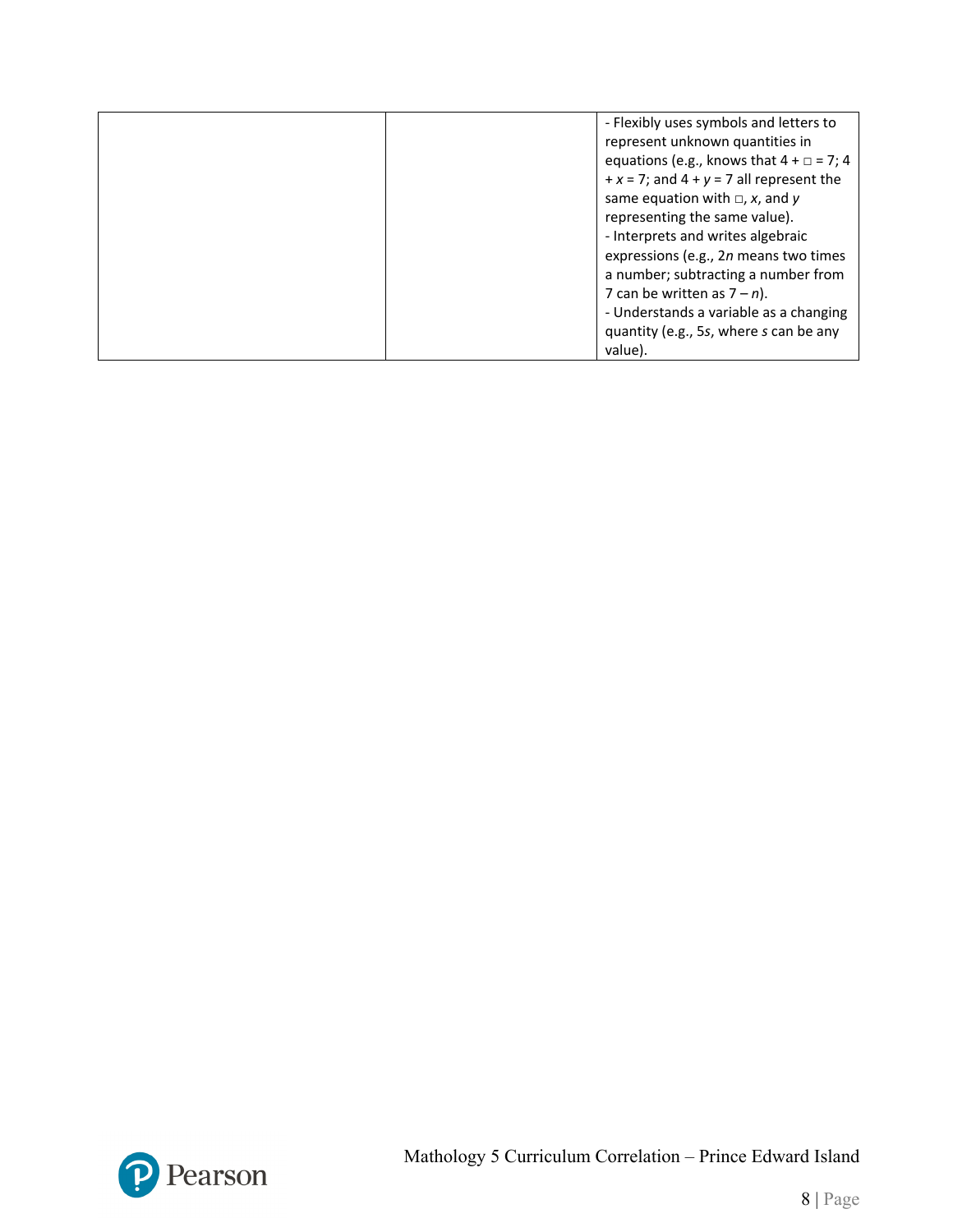|  |  |  |
|---|---|---|
|  |  | - Flexibly uses symbols and letters to represent unknown quantities in equations (e.g., knows that $4 + \square = 7$; $4 + x = 7$; and $4 + y = 7$ all represent the same equation with $\square$, $x$, and $y$ representing the same value).<br>- Interprets and writes algebraic expressions (e.g., $2n$ means two times a number; subtracting a number from 7 can be written as $7 - n$).<br>- Understands a variable as a changing quantity (e.g., $5s$, where $s$ can be any value). |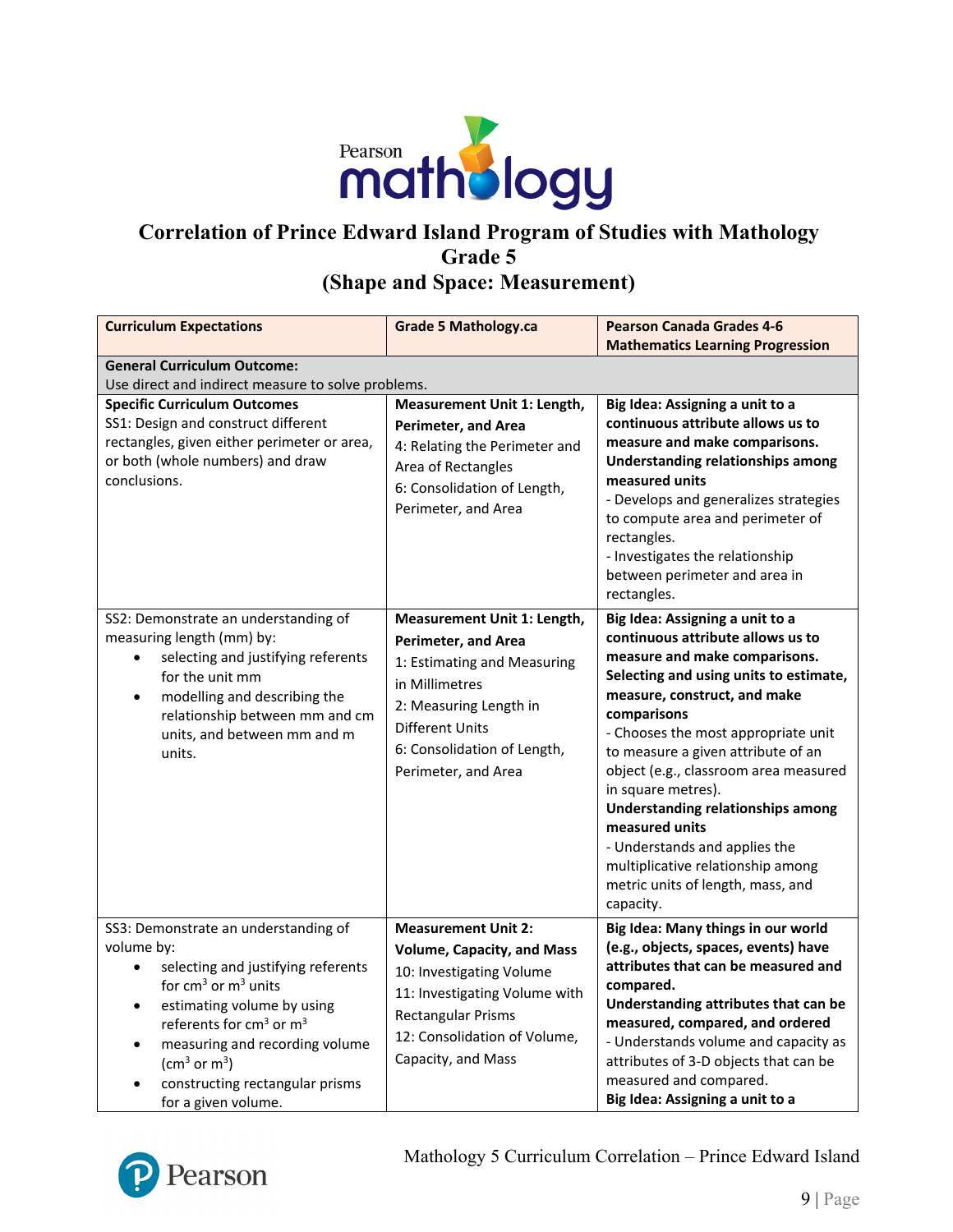# Correlation of Prince Edward Island Program of Studies with Mathology Grade 5 (Shape and Space: Measurement)

| Curriculum Expectations | Grade 5 Mathology.ca | Pearson Canada Grades 4-6 Mathematics Learning Progression |
|---|---|---|
| **General Curriculum Outcome:**<br>Use direct and indirect measure to solve problems. | | |
| **Specific Curriculum Outcomes**<br>SS1: Design and construct different rectangles, given either perimeter or area, or both (whole numbers) and draw conclusions. | **Measurement Unit 1: Length, Perimeter, and Area**<br>4: Relating the Perimeter and Area of Rectangles<br>6: Consolidation of Length, Perimeter, and Area | **Big Idea: Assigning a unit to a continuous attribute allows us to measure and make comparisons.**<br>**Understanding relationships among measured units**<br>- Develops and generalizes strategies to compute area and perimeter of rectangles.<br>- Investigates the relationship between perimeter and area in rectangles. |
| SS2: Demonstrate an understanding of measuring length (mm) by:<br>• selecting and justifying referents for the unit mm<br>• modelling and describing the relationship between mm and cm units, and between mm and m units. | **Measurement Unit 1: Length, Perimeter, and Area**<br>1: Estimating and Measuring in Millimetres<br>2: Measuring Length in Different Units<br>6: Consolidation of Length, Perimeter, and Area | **Big Idea: Assigning a unit to a continuous attribute allows us to measure and make comparisons.**<br>**Selecting and using units to estimate, measure, construct, and make comparisons**<br>- Chooses the most appropriate unit to measure a given attribute of an object (e.g., classroom area measured in square metres).<br>**Understanding relationships among measured units**<br>- Understands and applies the multiplicative relationship among metric units of length, mass, and capacity. |
| SS3: Demonstrate an understanding of volume by:<br>• selecting and justifying referents for $cm^3$ or $m^3$ units<br>• estimating volume by using referents for $cm^3$ or $m^3$<br>• measuring and recording volume ($cm^3$ or $m^3$)<br>• constructing rectangular prisms for a given volume. | **Measurement Unit 2: Volume, Capacity, and Mass**<br>10: Investigating Volume<br>11: Investigating Volume with Rectangular Prisms<br>12: Consolidation of Volume, Capacity, and Mass | **Big Idea: Many things in our world (e.g., objects, spaces, events) have attributes that can be measured and compared.**<br>**Understanding attributes that can be measured, compared, and ordered**<br>- Understands volume and capacity as attributes of 3-D objects that can be measured and compared.<br>**Big Idea: Assigning a unit to a** |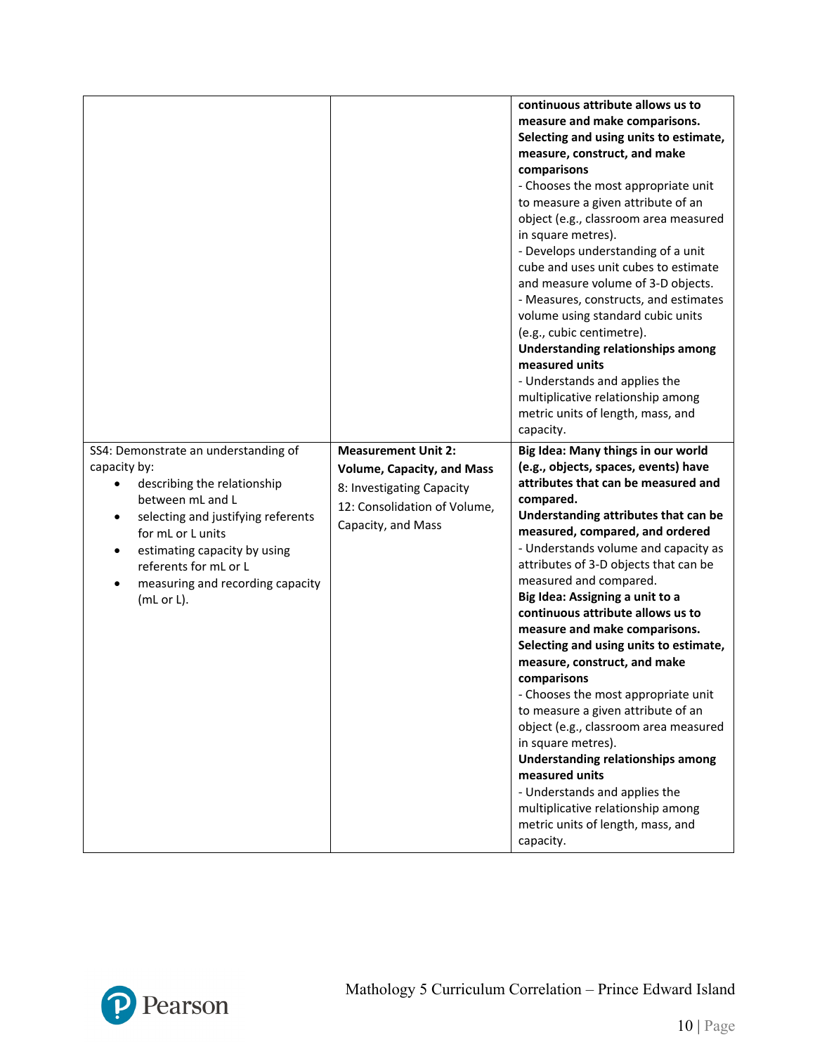| | | |
|---|---|---|
| | | **continuous attribute allows us to measure and make comparisons.** **Selecting and using units to estimate, measure, construct, and make comparisons** - Chooses the most appropriate unit to measure a given attribute of an object (e.g., classroom area measured in square metres). - Develops understanding of a unit cube and uses unit cubes to estimate and measure volume of 3-D objects. - Measures, constructs, and estimates volume using standard cubic units (e.g., cubic centimetre). **Understanding relationships among measured units** - Understands and applies the multiplicative relationship among metric units of length, mass, and capacity. |
| SS4: Demonstrate an understanding of capacity by: <br>• describing the relationship between mL and L <br>• selecting and justifying referents for mL or L units <br>• estimating capacity by using referents for mL or L <br>• measuring and recording capacity (mL or L). | **Measurement Unit 2: Volume, Capacity, and Mass** <br>8: Investigating Capacity <br>12: Consolidation of Volume, Capacity, and Mass | **Big Idea: Many things in our world (e.g., objects, spaces, events) have attributes that can be measured and compared.** **Understanding attributes that can be measured, compared, and ordered** - Understands volume and capacity as attributes of 3-D objects that can be measured and compared. **Big Idea: Assigning a unit to a continuous attribute allows us to measure and make comparisons.** **Selecting and using units to estimate, measure, construct, and make comparisons** - Chooses the most appropriate unit to measure a given attribute of an object (e.g., classroom area measured in square metres). **Understanding relationships among measured units** - Understands and applies the multiplicative relationship among metric units of length, mass, and capacity. |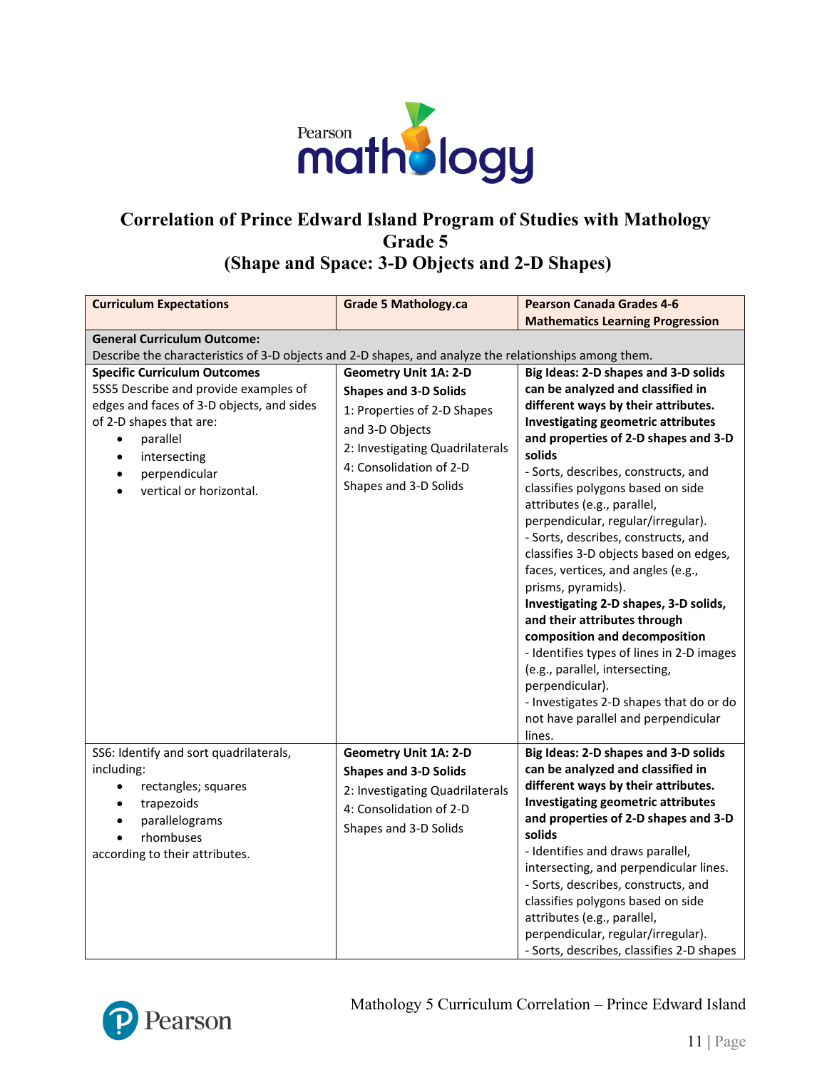# Correlation of Prince Edward Island Program of Studies with Mathology Grade 5 (Shape and Space: 3-D Objects and 2-D Shapes)

| Curriculum Expectations | Grade 5 Mathology.ca | Pearson Canada Grades 4-6 Mathematics Learning Progression |
|---|---|---|
| **General Curriculum Outcome:** Describe the characteristics of 3-D objects and 2-D shapes, and analyze the relationships among them. | | |
| **Specific Curriculum Outcomes**<br>5SS5 Describe and provide examples of edges and faces of 3-D objects, and sides of 2-D shapes that are:<br>• parallel<br>• intersecting<br>• perpendicular<br>• vertical or horizontal. | **Geometry Unit 1A: 2-D Shapes and 3-D Solids**<br>1: Properties of 2-D Shapes and 3-D Objects<br>2: Investigating Quadrilaterals<br>4: Consolidation of 2-D Shapes and 3-D Solids | **Big Ideas: 2-D shapes and 3-D solids can be analyzed and classified in different ways by their attributes.**<br>**Investigating geometric attributes and properties of 2-D shapes and 3-D solids**<br>- Sorts, describes, constructs, and classifies polygons based on side attributes (e.g., parallel, perpendicular, regular/irregular).<br>- Sorts, describes, constructs, and classifies 3-D objects based on edges, faces, vertices, and angles (e.g., prisms, pyramids).<br>**Investigating 2-D shapes, 3-D solids, and their attributes through composition and decomposition**<br>- Identifies types of lines in 2-D images (e.g., parallel, intersecting, perpendicular).<br>- Investigates 2-D shapes that do or do not have parallel and perpendicular lines. |
| SS6: Identify and sort quadrilaterals, including:<br>• rectangles; squares<br>• trapezoids<br>• parallelograms<br>• rhombuses<br>according to their attributes. | **Geometry Unit 1A: 2-D Shapes and 3-D Solids**<br>2: Investigating Quadrilaterals<br>4: Consolidation of 2-D Shapes and 3-D Solids | **Big Ideas: 2-D shapes and 3-D solids can be analyzed and classified in different ways by their attributes.**<br>**Investigating geometric attributes and properties of 2-D shapes and 3-D solids**<br>- Identifies and draws parallel, intersecting, and perpendicular lines.<br>- Sorts, describes, constructs, and classifies polygons based on side attributes (e.g., parallel, perpendicular, regular/irregular).<br>- Sorts, describes, classifies 2-D shapes |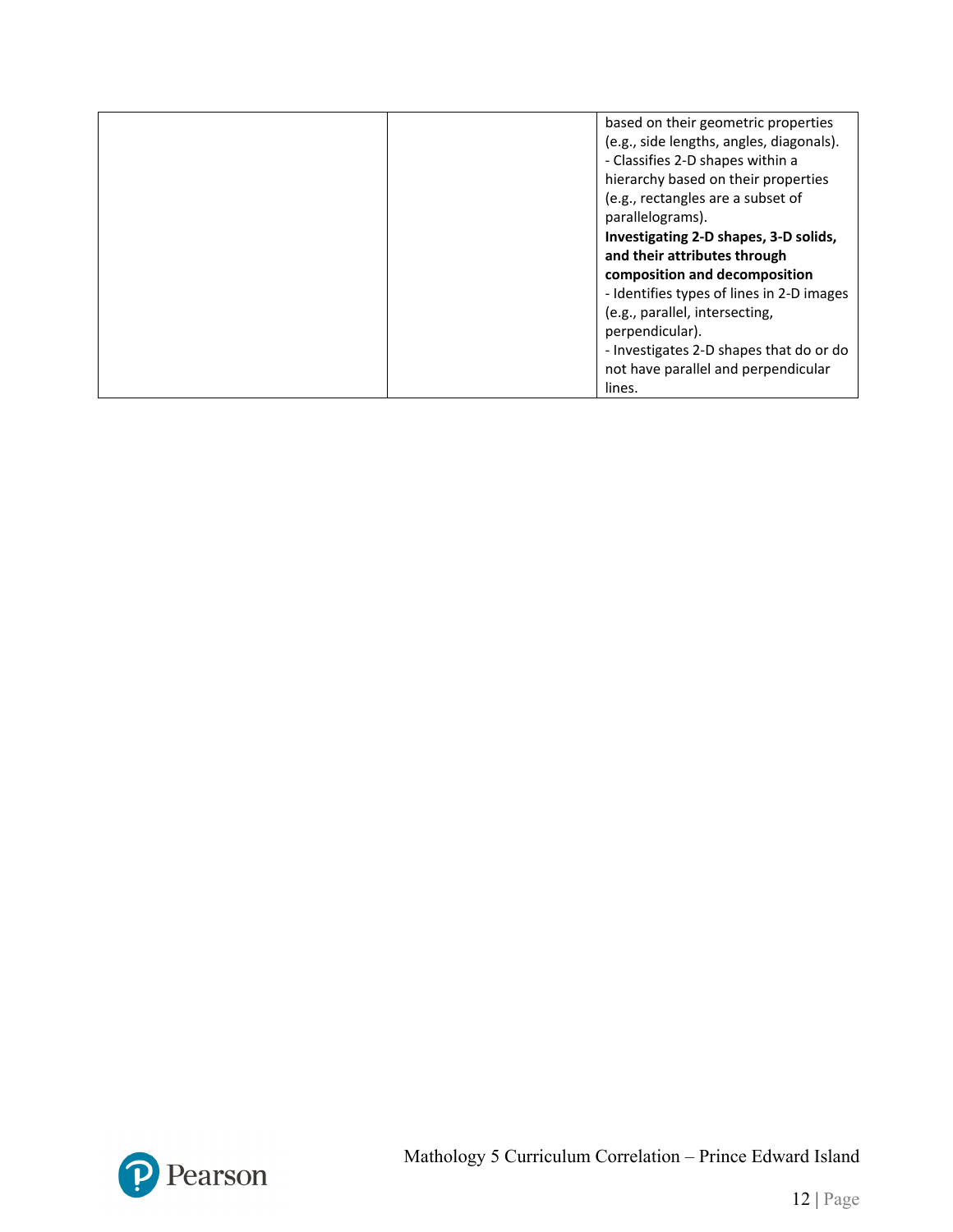| | | |
|---|---|---|
| | | based on their geometric properties (e.g., side lengths, angles, diagonals).<br>- Classifies 2-D shapes within a hierarchy based on their properties (e.g., rectangles are a subset of parallelograms).<br>**Investigating 2-D shapes, 3-D solids, and their attributes through composition and decomposition**<br>- Identifies types of lines in 2-D images (e.g., parallel, intersecting, perpendicular).<br>- Investigates 2-D shapes that do or do not have parallel and perpendicular lines. |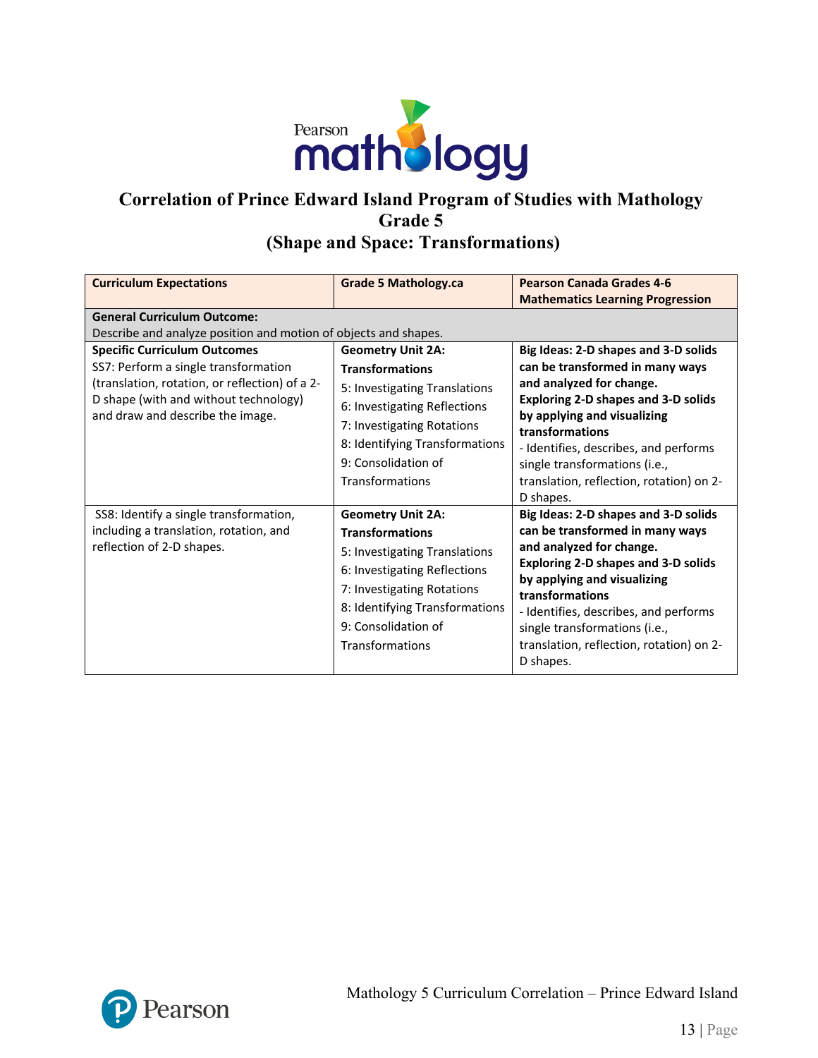# Correlation of Prince Edward Island Program of Studies with Mathology Grade 5 (Shape and Space: Transformations)

| **Curriculum Expectations** | **Grade 5 Mathology.ca** | **Pearson Canada Grades 4-6 Mathematics Learning Progression** |
|---|---|---|
| **General Curriculum Outcome:** Describe and analyze position and motion of objects and shapes. | | |
| **Specific Curriculum Outcomes** SS7: Perform a single transformation (translation, rotation, or reflection) of a 2-D shape (with and without technology) and draw and describe the image. | **Geometry Unit 2A: Transformations** 5: Investigating Translations 6: Investigating Reflections 7: Investigating Rotations 8: Identifying Transformations 9: Consolidation of Transformations | **Big Ideas: 2-D shapes and 3-D solids can be transformed in many ways and analyzed for change.** **Exploring 2-D shapes and 3-D solids by applying and visualizing transformations** - Identifies, describes, and performs single transformations (i.e., translation, reflection, rotation) on 2-D shapes. |
| SS8: Identify a single transformation, including a translation, rotation, and reflection of 2-D shapes. | **Geometry Unit 2A: Transformations** 5: Investigating Translations 6: Investigating Reflections 7: Investigating Rotations 8: Identifying Transformations 9: Consolidation of Transformations | **Big Ideas: 2-D shapes and 3-D solids can be transformed in many ways and analyzed for change.** **Exploring 2-D shapes and 3-D solids by applying and visualizing transformations** - Identifies, describes, and performs single transformations (i.e., translation, reflection, rotation) on 2-D shapes. |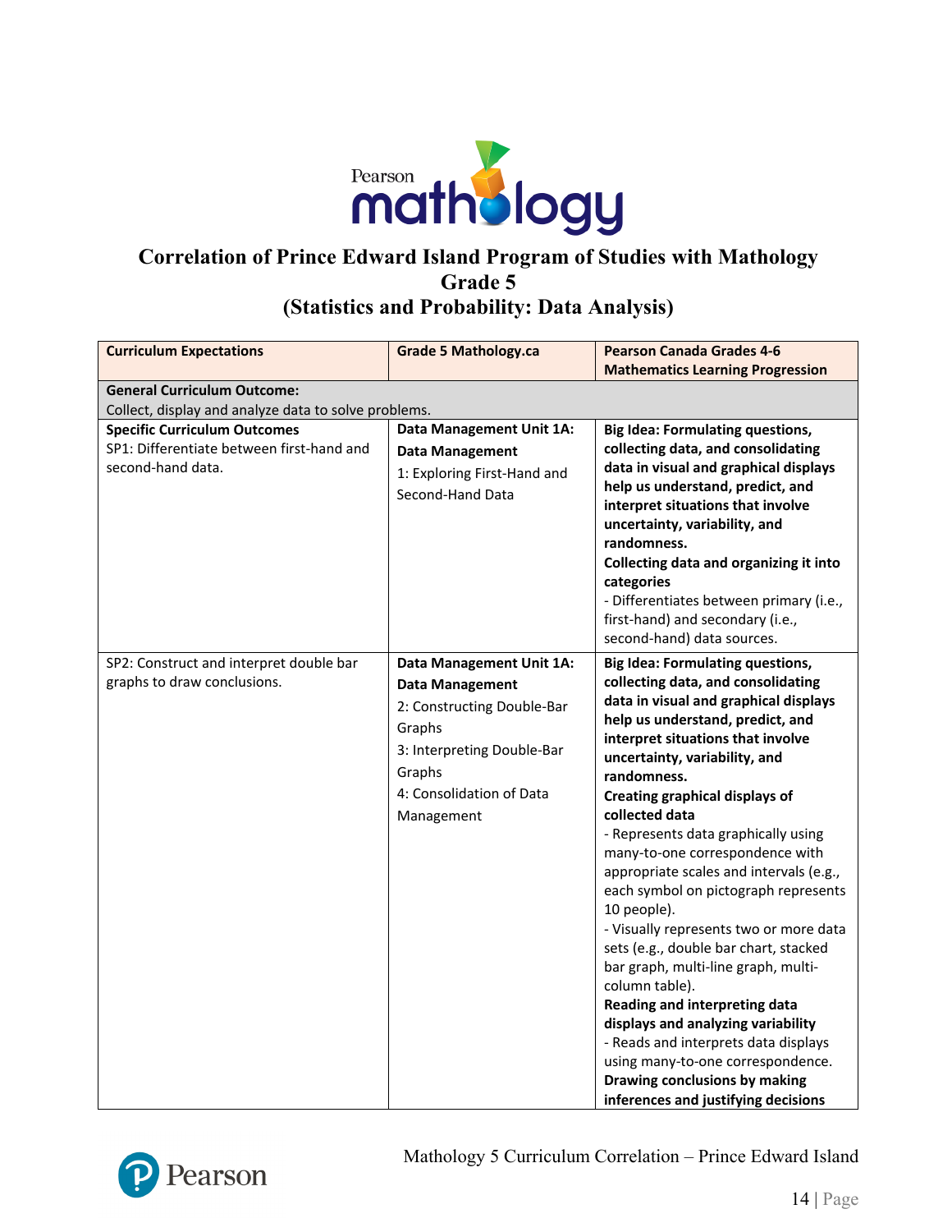# Correlation of Prince Edward Island Program of Studies with Mathology Grade 5 (Statistics and Probability: Data Analysis)

| Curriculum Expectations | Grade 5 Mathology.ca | Pearson Canada Grades 4-6 Mathematics Learning Progression |
|---|---|---|
| **General Curriculum Outcome:** Collect, display and analyze data to solve problems. | | |
| **Specific Curriculum Outcomes**<br>SP1: Differentiate between first-hand and second-hand data. | **Data Management Unit 1A: Data Management**<br>1: Exploring First-Hand and Second-Hand Data | **Big Idea: Formulating questions, collecting data, and consolidating data in visual and graphical displays help us understand, predict, and interpret situations that involve uncertainty, variability, and randomness.**<br>**Collecting data and organizing it into categories**<br>- Differentiates between primary (i.e., first-hand) and secondary (i.e., second-hand) data sources. |
| SP2: Construct and interpret double bar graphs to draw conclusions. | **Data Management Unit 1A: Data Management**<br>2: Constructing Double-Bar Graphs<br>3: Interpreting Double-Bar Graphs<br>4: Consolidation of Data Management | **Big Idea: Formulating questions, collecting data, and consolidating data in visual and graphical displays help us understand, predict, and interpret situations that involve uncertainty, variability, and randomness.**<br>**Creating graphical displays of collected data**<br>- Represents data graphically using many-to-one correspondence with appropriate scales and intervals (e.g., each symbol on pictograph represents 10 people).<br>- Visually represents two or more data sets (e.g., double bar chart, stacked bar graph, multi-line graph, multi-column table).<br>**Reading and interpreting data displays and analyzing variability**<br>- Reads and interprets data displays using many-to-one correspondence.<br>**Drawing conclusions by making inferences and justifying decisions** |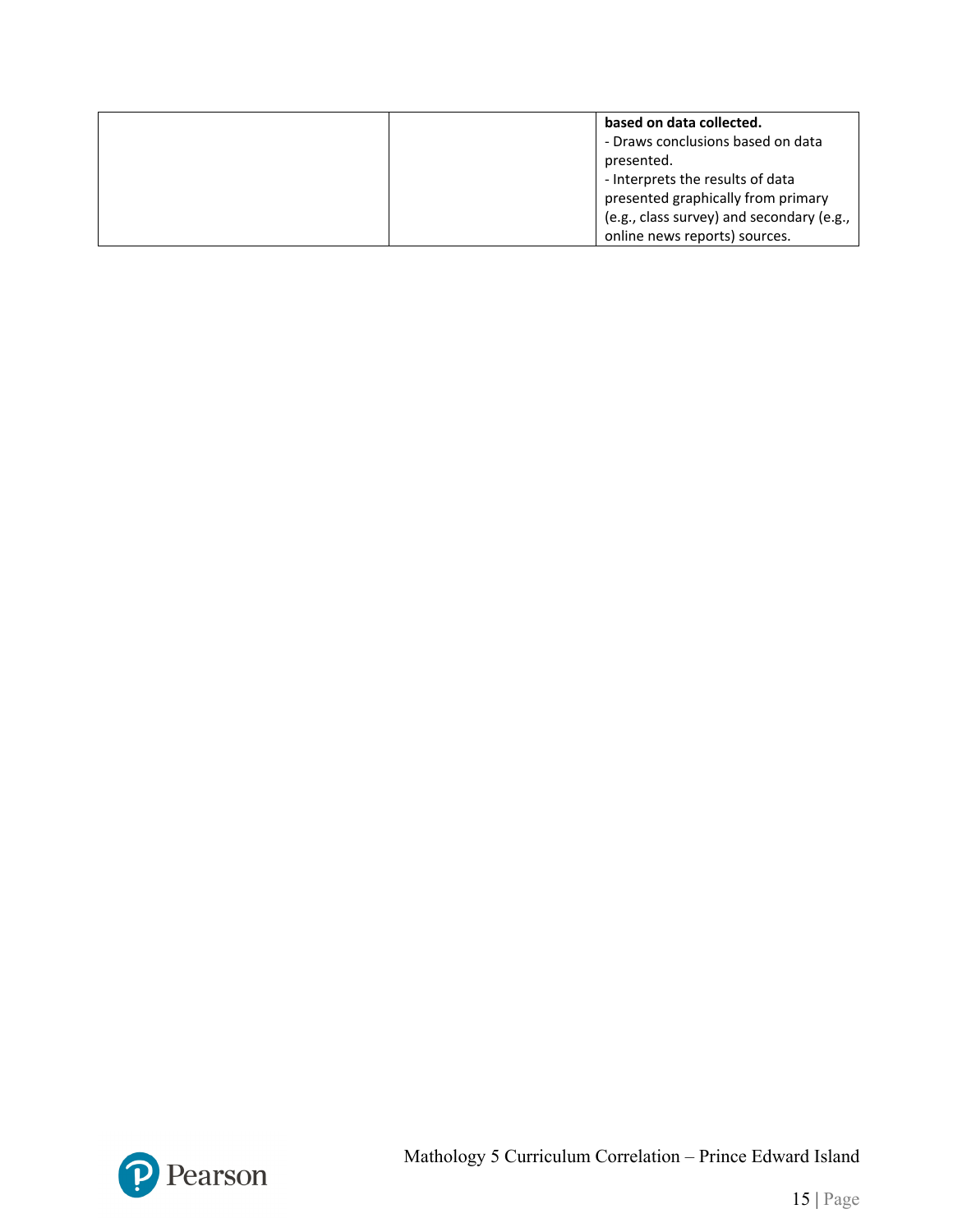| | | |
|---|---|---|
| | | **based on data collected.**<br>- Draws conclusions based on data presented.<br>- Interprets the results of data presented graphically from primary (e.g., class survey) and secondary (e.g., online news reports) sources. |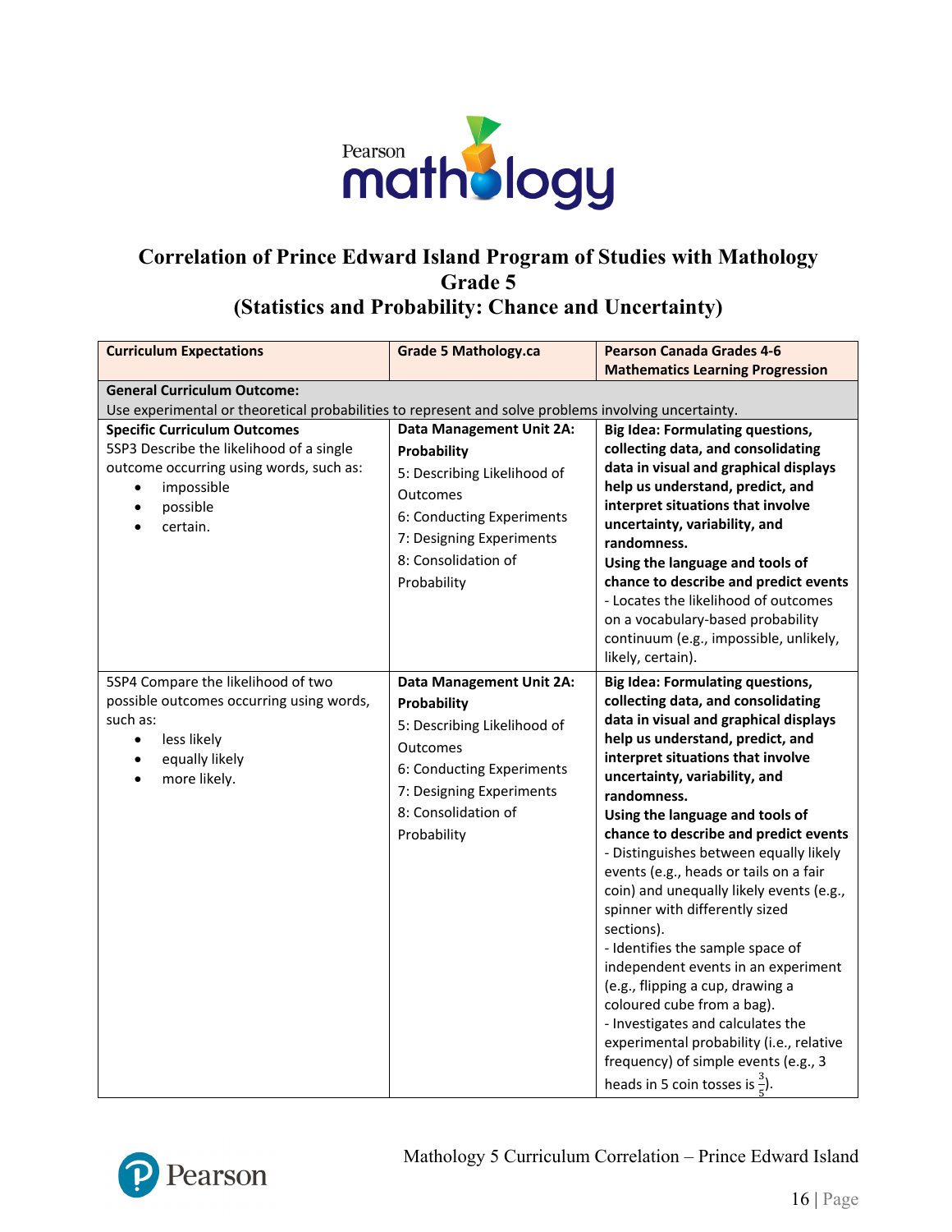# Correlation of Prince Edward Island Program of Studies with Mathology Grade 5 (Statistics and Probability: Chance and Uncertainty)

| Curriculum Expectations | Grade 5 Mathology.ca | Pearson Canada Grades 4-6 Mathematics Learning Progression |
|---|---|---|
| **General Curriculum Outcome:** Use experimental or theoretical probabilities to represent and solve problems involving uncertainty. | | |
| **Specific Curriculum Outcomes**<br>5SP3 Describe the likelihood of a single outcome occurring using words, such as:<br>• impossible<br>• possible<br>• certain. | **Data Management Unit 2A: Probability**<br>5: Describing Likelihood of Outcomes<br>6: Conducting Experiments<br>7: Designing Experiments<br>8: Consolidation of Probability | **Big Idea: Formulating questions, collecting data, and consolidating data in visual and graphical displays help us understand, predict, and interpret situations that involve uncertainty, variability, and randomness.**<br>**Using the language and tools of chance to describe and predict events**<br>- Locates the likelihood of outcomes on a vocabulary-based probability continuum (e.g., impossible, unlikely, likely, certain). |
| 5SP4 Compare the likelihood of two possible outcomes occurring using words, such as:<br>• less likely<br>• equally likely<br>• more likely. | **Data Management Unit 2A: Probability**<br>5: Describing Likelihood of Outcomes<br>6: Conducting Experiments<br>7: Designing Experiments<br>8: Consolidation of Probability | **Big Idea: Formulating questions, collecting data, and consolidating data in visual and graphical displays help us understand, predict, and interpret situations that involve uncertainty, variability, and randomness.**<br>**Using the language and tools of chance to describe and predict events**<br>- Distinguishes between equally likely events (e.g., heads or tails on a fair coin) and unequally likely events (e.g., spinner with differently sized sections).<br>- Identifies the sample space of independent events in an experiment (e.g., flipping a cup, drawing a coloured cube from a bag).<br>- Investigates and calculates the experimental probability (i.e., relative frequency) of simple events (e.g., 3 heads in 5 coin tosses is $\frac{3}{5}$). |